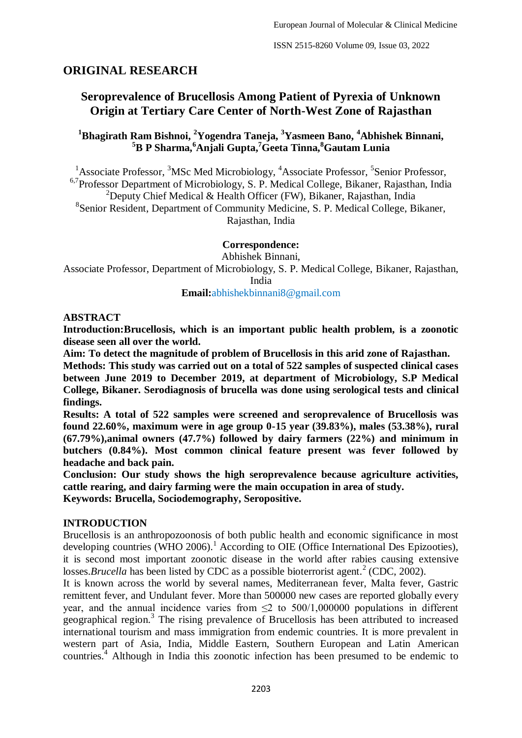## ORIGINAL RESEARCH

# Seroprevalence of Brucellosis Among Patient of Pyrexia of Unknown Origin at Tertiary Care Center of North-West Zone of Rajasthan

**[1]Bhagirath Ram Bishnoi, [2]Yogendra Taneja, [3]Yasmeen Bano, [4]Abhishek Binnani, [5]B P Sharma,[6]Anjali Gupta,[7]Geeta Tinna,[8]Gautam Lunia**

[1]Associate Professor, [3]MSc Med Microbiology, [4]Associate Professor, [5]Senior Professor, [6,7]Professor Department of Microbiology, S. P. Medical College, Bikaner, Rajasthan, India
[2]Deputy Chief Medical & Health Officer (FW), Bikaner, Rajasthan, India
[8]Senior Resident, Department of Community Medicine, S. P. Medical College, Bikaner, Rajasthan, India

**Correspondence:**
Abhishek Binnani,
Associate Professor, Department of Microbiology, S. P. Medical College, Bikaner, Rajasthan, India
**Email:**abhishekbinnani8@gmail.com

## ABSTRACT

**Introduction:Brucellosis, which is an important public health problem, is a zoonotic disease seen all over the world.**

**Aim: To detect the magnitude of problem of Brucellosis in this arid zone of Rajasthan.**

**Methods: This study was carried out on a total of 522 samples of suspected clinical cases between June 2019 to December 2019, at department of Microbiology, S.P Medical College, Bikaner. Serodiagnosis of brucella was done using serological tests and clinical findings.**

**Results: A total of 522 samples were screened and seroprevalence of Brucellosis was found 22.60%, maximum were in age group 0-15 year (39.83%), males (53.38%), rural (67.79%),animal owners (47.7%) followed by dairy farmers (22%) and minimum in butchers (0.84%). Most common clinical feature present was fever followed by headache and back pain.**

**Conclusion: Our study shows the high seroprevalence because agriculture activities, cattle rearing, and dairy farming were the main occupation in area of study.**

**Keywords: Brucella, Sociodemography, Seropositive.**

## INTRODUCTION

Brucellosis is an anthropozoonosis of both public health and economic significance in most developing countries (WHO 2006).[1] According to OIE (Office International Des Epizooties), it is second most important zoonotic disease in the world after rabies causing extensive losses.*Brucella* has been listed by CDC as a possible bioterrorist agent.[2] (CDC, 2002).

It is known across the world by several names, Mediterranean fever, Malta fever, Gastric remittent fever, and Undulant fever. More than 500000 new cases are reported globally every year, and the annual incidence varies from ≤2 to 500/1,000000 populations in different geographical region.[3] The rising prevalence of Brucellosis has been attributed to increased international tourism and mass immigration from endemic countries. It is more prevalent in western part of Asia, India, Middle Eastern, Southern European and Latin American countries.[4] Although in India this zoonotic infection has been presumed to be endemic to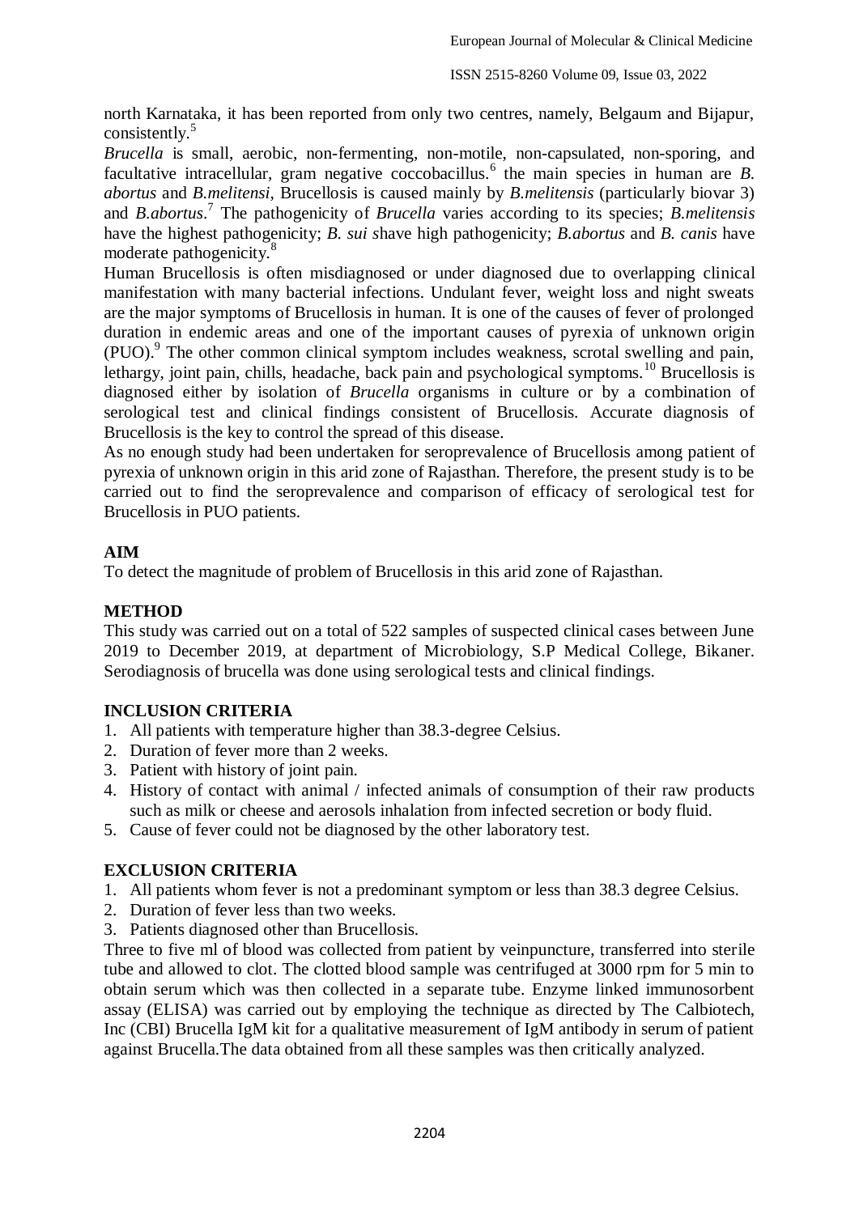north Karnataka, it has been reported from only two centres, namely, Belgaum and Bijapur, consistently.[5]

*Brucella* is small, aerobic, non-fermenting, non-motile, non-capsulated, non-sporing, and facultative intracellular, gram negative coccobacillus.[6] the main species in human are *B. abortus* and *B.melitensi*, Brucellosis is caused mainly by *B.melitensis* (particularly biovar 3) and *B.abortus*.[7] The pathogenicity of *Brucella* varies according to its species; *B.melitensis* have the highest pathogenicity; *B. sui s*have high pathogenicity; *B.abortus* and *B. canis* have moderate pathogenicity.[8]

Human Brucellosis is often misdiagnosed or under diagnosed due to overlapping clinical manifestation with many bacterial infections. Undulant fever, weight loss and night sweats are the major symptoms of Brucellosis in human. It is one of the causes of fever of prolonged duration in endemic areas and one of the important causes of pyrexia of unknown origin (PUO).[9] The other common clinical symptom includes weakness, scrotal swelling and pain, lethargy, joint pain, chills, headache, back pain and psychological symptoms.[10] Brucellosis is diagnosed either by isolation of *Brucella* organisms in culture or by a combination of serological test and clinical findings consistent of Brucellosis. Accurate diagnosis of Brucellosis is the key to control the spread of this disease.

As no enough study had been undertaken for seroprevalence of Brucellosis among patient of pyrexia of unknown origin in this arid zone of Rajasthan. Therefore, the present study is to be carried out to find the seroprevalence and comparison of efficacy of serological test for Brucellosis in PUO patients.

## AIM

To detect the magnitude of problem of Brucellosis in this arid zone of Rajasthan.

## METHOD

This study was carried out on a total of 522 samples of suspected clinical cases between June 2019 to December 2019, at department of Microbiology, S.P Medical College, Bikaner. Serodiagnosis of brucella was done using serological tests and clinical findings.

## INCLUSION CRITERIA

1. All patients with temperature higher than 38.3-degree Celsius.
2. Duration of fever more than 2 weeks.
3. Patient with history of joint pain.
4. History of contact with animal / infected animals of consumption of their raw products such as milk or cheese and aerosols inhalation from infected secretion or body fluid.
5. Cause of fever could not be diagnosed by the other laboratory test.

## EXCLUSION CRITERIA

1. All patients whom fever is not a predominant symptom or less than 38.3 degree Celsius.
2. Duration of fever less than two weeks.
3. Patients diagnosed other than Brucellosis.

Three to five ml of blood was collected from patient by veinpuncture, transferred into sterile tube and allowed to clot. The clotted blood sample was centrifuged at 3000 rpm for 5 min to obtain serum which was then collected in a separate tube. Enzyme linked immunosorbent assay (ELISA) was carried out by employing the technique as directed by The Calbiotech, Inc (CBI) Brucella IgM kit for a qualitative measurement of IgM antibody in serum of patient against Brucella.The data obtained from all these samples was then critically analyzed.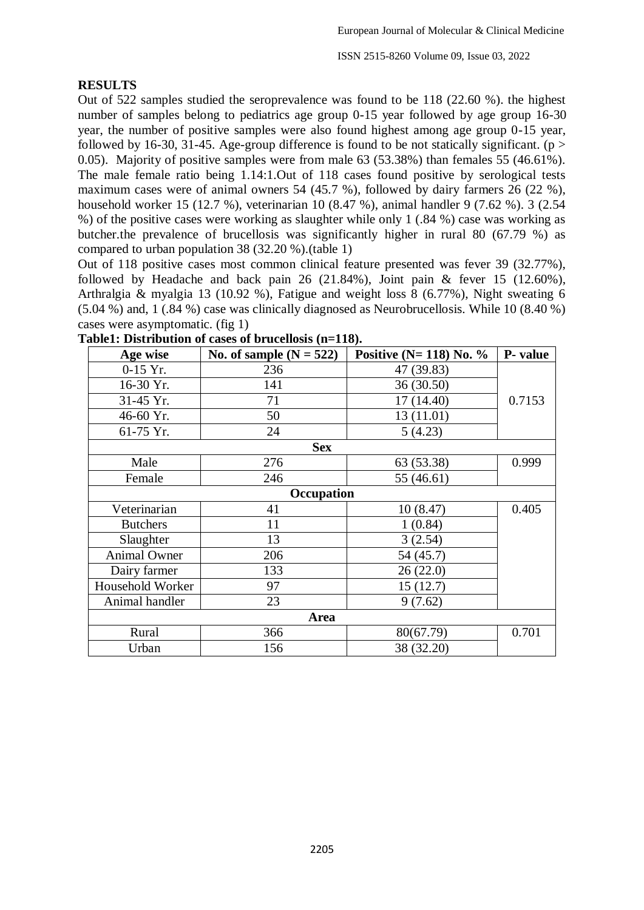## RESULTS

Out of 522 samples studied the seroprevalence was found to be 118 (22.60 %). the highest number of samples belong to pediatrics age group 0-15 year followed by age group 16-30 year, the number of positive samples were also found highest among age group 0-15 year, followed by 16-30, 31-45. Age-group difference is found to be not statically significant. ($p > 0.05$). Majority of positive samples were from male 63 (53.38%) than females 55 (46.61%). The male female ratio being 1.14:1.Out of 118 cases found positive by serological tests maximum cases were of animal owners 54 (45.7 %), followed by dairy farmers 26 (22 %), household worker 15 (12.7 %), veterinarian 10 (8.47 %), animal handler 9 (7.62 %). 3 (2.54 %) of the positive cases were working as slaughter while only 1 (.84 %) case was working as butcher.the prevalence of brucellosis was significantly higher in rural 80 (67.79 %) as compared to urban population 38 (32.20 %).(table 1)

Out of 118 positive cases most common clinical feature presented was fever 39 (32.77%), followed by Headache and back pain 26 (21.84%), Joint pain & fever 15 (12.60%), Arthralgia & myalgia 13 (10.92 %), Fatigue and weight loss 8 (6.77%), Night sweating 6 (5.04 %) and, 1 (.84 %) case was clinically diagnosed as Neurobrucellosis. While 10 (8.40 %) cases were asymptomatic. (fig 1)

**Table1: Distribution of cases of brucellosis (n=118).**

| Age wise | No. of sample (N = 522) | Positive (N= 118) No. % | P- value |
|---|---|---|---|
| 0-15 Yr. | 236 | 47 (39.83) | 0.7153 |
| 16-30 Yr. | 141 | 36 (30.50) | |
| 31-45 Yr. | 71 | 17 (14.40) | |
| 46-60 Yr. | 50 | 13 (11.01) | |
| 61-75 Yr. | 24 | 5 (4.23) | |
| **Sex** | | | |
| Male | 276 | 63 (53.38) | 0.999 |
| Female | 246 | 55 (46.61) | |
| **Occupation** | | | |
| Veterinarian | 41 | 10 (8.47) | 0.405 |
| Butchers | 11 | 1 (0.84) | |
| Slaughter | 13 | 3 (2.54) | |
| Animal Owner | 206 | 54 (45.7) | |
| Dairy farmer | 133 | 26 (22.0) | |
| Household Worker | 97 | 15 (12.7) | |
| Animal handler | 23 | 9 (7.62) | |
| **Area** | | | |
| Rural | 366 | 80(67.79) | 0.701 |
| Urban | 156 | 38 (32.20) | |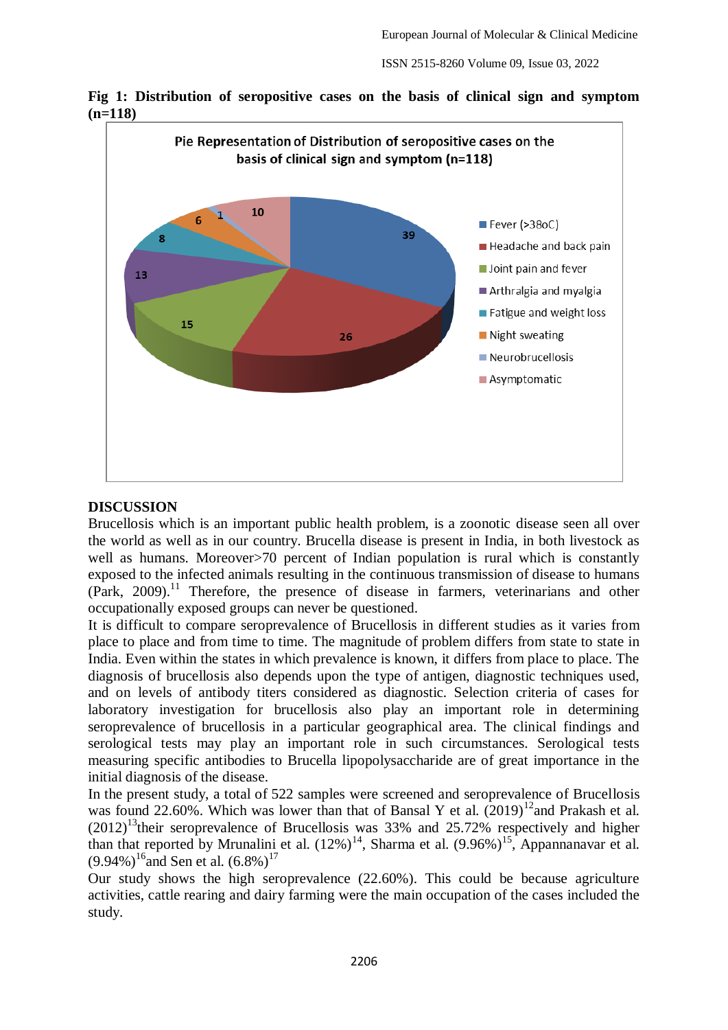**Fig 1: Distribution of seropositive cases on the basis of clinical sign and symptom (n=118)**

## DISCUSSION

Brucellosis which is an important public health problem, is a zoonotic disease seen all over the world as well as in our country. Brucella disease is present in India, in both livestock as well as humans. Moreover>70 percent of Indian population is rural which is constantly exposed to the infected animals resulting in the continuous transmission of disease to humans (Park, 2009).[11] Therefore, the presence of disease in farmers, veterinarians and other occupationally exposed groups can never be questioned.

It is difficult to compare seroprevalence of Brucellosis in different studies as it varies from place to place and from time to time. The magnitude of problem differs from state to state in India. Even within the states in which prevalence is known, it differs from place to place. The diagnosis of brucellosis also depends upon the type of antigen, diagnostic techniques used, and on levels of antibody titers considered as diagnostic. Selection criteria of cases for laboratory investigation for brucellosis also play an important role in determining seroprevalence of brucellosis in a particular geographical area. The clinical findings and serological tests may play an important role in such circumstances. Serological tests measuring specific antibodies to Brucella lipopolysaccharide are of great importance in the initial diagnosis of the disease.

In the present study, a total of 522 samples were screened and seroprevalence of Brucellosis was found 22.60%. Which was lower than that of Bansal Y et al. (2019)[12]and Prakash et al. (2012)[13]their seroprevalence of Brucellosis was 33% and 25.72% respectively and higher than that reported by Mrunalini et al. (12%)[14], Sharma et al. (9.96%)[15], Appannanavar et al. (9.94%)[16]and Sen et al. (6.8%)[17]

Our study shows the high seroprevalence (22.60%). This could be because agriculture activities, cattle rearing and dairy farming were the main occupation of the cases included the study.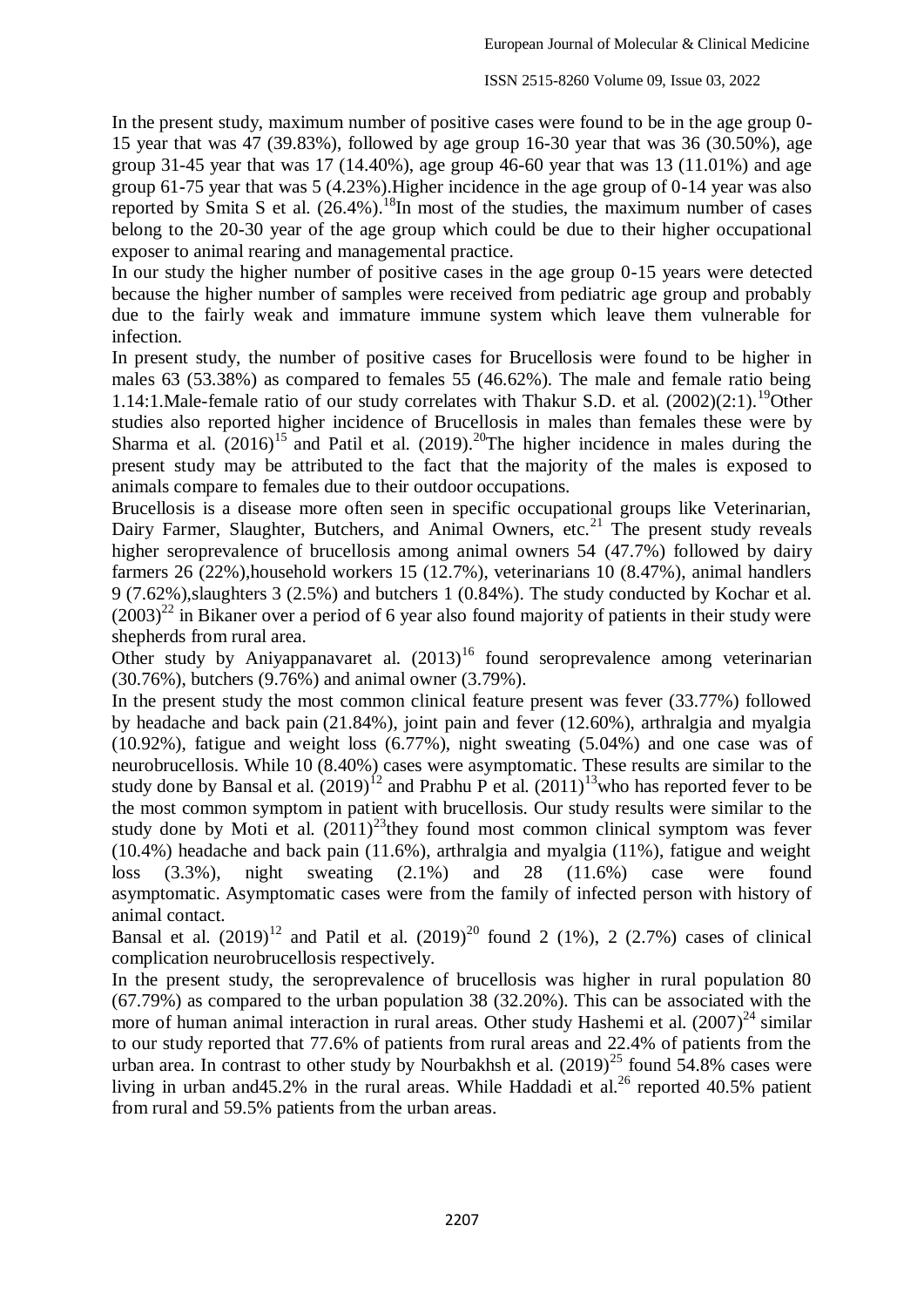In the present study, maximum number of positive cases were found to be in the age group 0-15 year that was 47 (39.83%), followed by age group 16-30 year that was 36 (30.50%), age group 31-45 year that was 17 (14.40%), age group 46-60 year that was 13 (11.01%) and age group 61-75 year that was 5 (4.23%).Higher incidence in the age group of 0-14 year was also reported by Smita S et al. (26.4%).[18]In most of the studies, the maximum number of cases belong to the 20-30 year of the age group which could be due to their higher occupational exposer to animal rearing and managemental practice.

In our study the higher number of positive cases in the age group 0-15 years were detected because the higher number of samples were received from pediatric age group and probably due to the fairly weak and immature immune system which leave them vulnerable for infection.

In present study, the number of positive cases for Brucellosis were found to be higher in males 63 (53.38%) as compared to females 55 (46.62%). The male and female ratio being 1.14:1.Male-female ratio of our study correlates with Thakur S.D. et al. (2002)(2:1).[19]Other studies also reported higher incidence of Brucellosis in males than females these were by Sharma et al. (2016)[15] and Patil et al. (2019).[20]The higher incidence in males during the present study may be attributed to the fact that the majority of the males is exposed to animals compare to females due to their outdoor occupations.

Brucellosis is a disease more often seen in specific occupational groups like Veterinarian, Dairy Farmer, Slaughter, Butchers, and Animal Owners, etc.[21] The present study reveals higher seroprevalence of brucellosis among animal owners 54 (47.7%) followed by dairy farmers 26 (22%),household workers 15 (12.7%), veterinarians 10 (8.47%), animal handlers 9 (7.62%),slaughters 3 (2.5%) and butchers 1 (0.84%). The study conducted by Kochar et al. (2003)[22] in Bikaner over a period of 6 year also found majority of patients in their study were shepherds from rural area.

Other study by Aniyappanavaret al. (2013)[16] found seroprevalence among veterinarian (30.76%), butchers (9.76%) and animal owner (3.79%).

In the present study the most common clinical feature present was fever (33.77%) followed by headache and back pain (21.84%), joint pain and fever (12.60%), arthralgia and myalgia (10.92%), fatigue and weight loss (6.77%), night sweating (5.04%) and one case was of neurobrucellosis. While 10 (8.40%) cases were asymptomatic. These results are similar to the study done by Bansal et al. (2019)[12] and Prabhu P et al. (2011)[13]who has reported fever to be the most common symptom in patient with brucellosis. Our study results were similar to the study done by Moti et al. (2011)[23]they found most common clinical symptom was fever (10.4%) headache and back pain (11.6%), arthralgia and myalgia (11%), fatigue and weight loss (3.3%), night sweating (2.1%) and 28 (11.6%) case were found asymptomatic. Asymptomatic cases were from the family of infected person with history of animal contact.

Bansal et al. (2019)[12] and Patil et al. (2019)[20] found 2 (1%), 2 (2.7%) cases of clinical complication neurobrucellosis respectively.

In the present study, the seroprevalence of brucellosis was higher in rural population 80 (67.79%) as compared to the urban population 38 (32.20%). This can be associated with the more of human animal interaction in rural areas. Other study Hashemi et al. (2007)[24] similar to our study reported that 77.6% of patients from rural areas and 22.4% of patients from the urban area. In contrast to other study by Nourbakhsh et al. (2019)[25] found 54.8% cases were living in urban and45.2% in the rural areas. While Haddadi et al.[26] reported 40.5% patient from rural and 59.5% patients from the urban areas.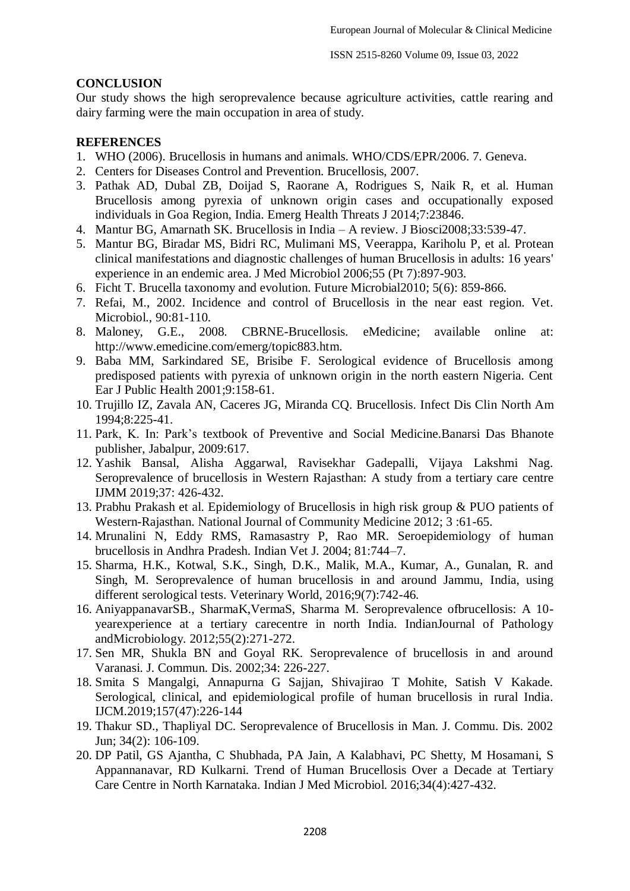## CONCLUSION

Our study shows the high seroprevalence because agriculture activities, cattle rearing and dairy farming were the main occupation in area of study.

## REFERENCES

1. WHO (2006). Brucellosis in humans and animals. WHO/CDS/EPR/2006. 7. Geneva.
2. Centers for Diseases Control and Prevention. Brucellosis, 2007.
3. Pathak AD, Dubal ZB, Doijad S, Raorane A, Rodrigues S, Naik R, et al. Human Brucellosis among pyrexia of unknown origin cases and occupationally exposed individuals in Goa Region, India. Emerg Health Threats J 2014;7:23846.
4. Mantur BG, Amarnath SK. Brucellosis in India – A review. J Biosci2008;33:539-47.
5. Mantur BG, Biradar MS, Bidri RC, Mulimani MS, Veerappa, Kariholu P, et al. Protean clinical manifestations and diagnostic challenges of human Brucellosis in adults: 16 years' experience in an endemic area. J Med Microbiol 2006;55 (Pt 7):897-903.
6. Ficht T. Brucella taxonomy and evolution. Future Microbial2010; 5(6): 859-866.
7. Refai, M., 2002. Incidence and control of Brucellosis in the near east region. Vet. Microbiol., 90:81-110.
8. Maloney, G.E., 2008. CBRNE-Brucellosis. eMedicine; available online at: http://www.emedicine.com/emerg/topic883.htm.
9. Baba MM, Sarkindared SE, Brisibe F. Serological evidence of Brucellosis among predisposed patients with pyrexia of unknown origin in the north eastern Nigeria. Cent Ear J Public Health 2001;9:158-61.
10. Trujillo IZ, Zavala AN, Caceres JG, Miranda CQ. Brucellosis. Infect Dis Clin North Am 1994;8:225-41.
11. Park, K. In: Park's textbook of Preventive and Social Medicine.Banarsi Das Bhanote publisher, Jabalpur, 2009:617.
12. Yashik Bansal, Alisha Aggarwal, Ravisekhar Gadepalli, Vijaya Lakshmi Nag. Seroprevalence of brucellosis in Western Rajasthan: A study from a tertiary care centre IJMM 2019;37: 426-432.
13. Prabhu Prakash et al. Epidemiology of Brucellosis in high risk group & PUO patients of Western-Rajasthan. National Journal of Community Medicine 2012; 3 :61-65.
14. Mrunalini N, Eddy RMS, Ramasastry P, Rao MR. Seroepidemiology of human brucellosis in Andhra Pradesh. Indian Vet J. 2004; 81:744–7.
15. Sharma, H.K., Kotwal, S.K., Singh, D.K., Malik, M.A., Kumar, A., Gunalan, R. and Singh, M. Seroprevalence of human brucellosis in and around Jammu, India, using different serological tests. Veterinary World, 2016;9(7):742-46.
16. AniyappanavarSB., SharmaK,VermaS, Sharma M. Seroprevalence ofbrucellosis: A 10-yearexperience at a tertiary carecentre in north India. IndianJournal of Pathology andMicrobiology. 2012;55(2):271-272.
17. Sen MR, Shukla BN and Goyal RK. Seroprevalence of brucellosis in and around Varanasi. J. Commun. Dis. 2002;34: 226-227.
18. Smita S Mangalgi, Annapurna G Sajjan, Shivajirao T Mohite, Satish V Kakade. Serological, clinical, and epidemiological profile of human brucellosis in rural India. IJCM.2019;157(47):226-144
19. Thakur SD., Thapliyal DC. Seroprevalence of Brucellosis in Man. J. Commu. Dis. 2002 Jun; 34(2): 106-109.
20. DP Patil, GS Ajantha, C Shubhada, PA Jain, A Kalabhavi, PC Shetty, M Hosamani, S Appannanavar, RD Kulkarni. Trend of Human Brucellosis Over a Decade at Tertiary Care Centre in North Karnataka. Indian J Med Microbiol. 2016;34(4):427-432.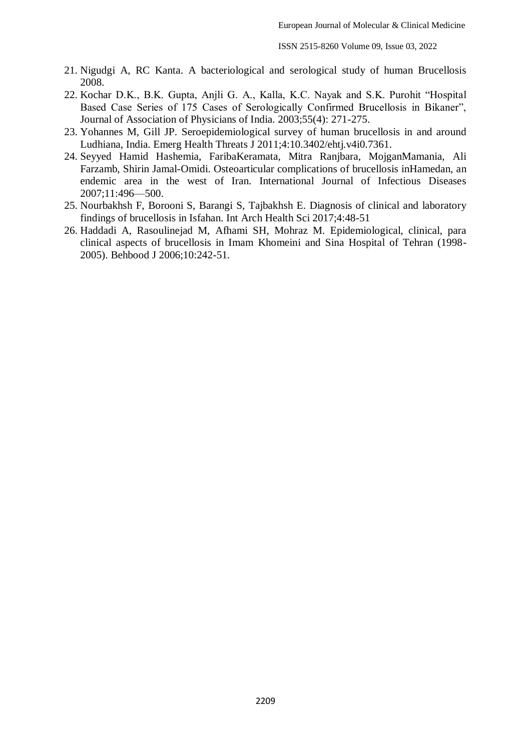21. Nigudgi A, RC Kanta. A bacteriological and serological study of human Brucellosis 2008.
22. Kochar D.K., B.K. Gupta, Anjli G. A., Kalla, K.C. Nayak and S.K. Purohit "Hospital Based Case Series of 175 Cases of Serologically Confirmed Brucellosis in Bikaner", Journal of Association of Physicians of India. 2003;55(4): 271-275.
23. Yohannes M, Gill JP. Seroepidemiological survey of human brucellosis in and around Ludhiana, India. Emerg Health Threats J 2011;4:10.3402/ehtj.v4i0.7361.
24. Seyyed Hamid Hashemia, FaribaKeramata, Mitra Ranjbara, MojganMamania, Ali Farzamb, Shirin Jamal-Omidi. Osteoarticular complications of brucellosis inHamedan, an endemic area in the west of Iran. International Journal of Infectious Diseases 2007;11:496—500.
25. Nourbakhsh F, Borooni S, Barangi S, Tajbakhsh E. Diagnosis of clinical and laboratory findings of brucellosis in Isfahan. Int Arch Health Sci 2017;4:48-51
26. Haddadi A, Rasoulinejad M, Afhami SH, Mohraz M. Epidemiological, clinical, para clinical aspects of brucellosis in Imam Khomeini and Sina Hospital of Tehran (1998-2005). Behbood J 2006;10:242-51.